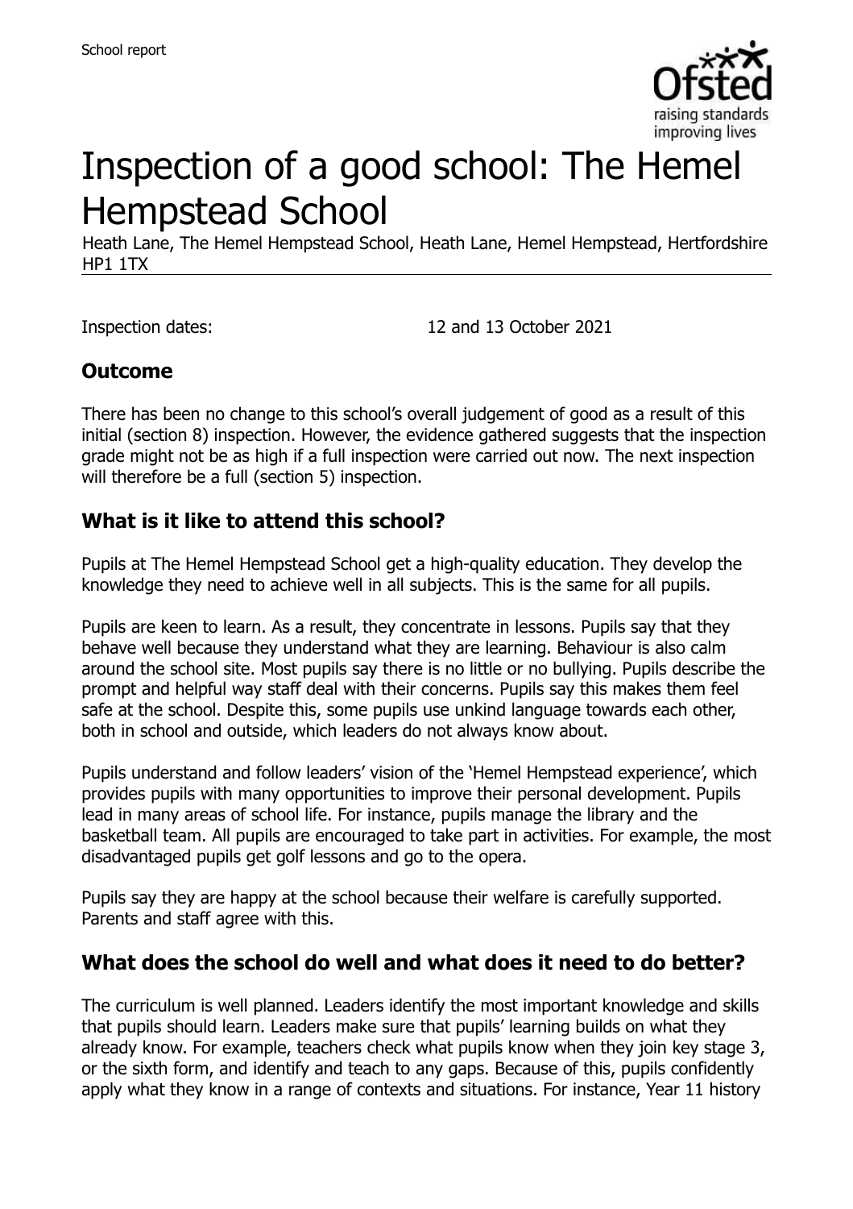# Inspection of a good school: The Hemel Hempstead School

Heath Lane, The Hemel Hempstead School, Heath Lane, Hemel Hempstead, Hertfordshire HP1 1TX

Inspection dates: 12 and 13 October 2021

## Outcome

There has been no change to this school's overall judgement of good as a result of this initial (section 8) inspection. However, the evidence gathered suggests that the inspection grade might not be as high if a full inspection were carried out now. The next inspection will therefore be a full (section 5) inspection.

## What is it like to attend this school?

Pupils at The Hemel Hempstead School get a high-quality education. They develop the knowledge they need to achieve well in all subjects. This is the same for all pupils.

Pupils are keen to learn. As a result, they concentrate in lessons. Pupils say that they behave well because they understand what they are learning. Behaviour is also calm around the school site. Most pupils say there is no little or no bullying. Pupils describe the prompt and helpful way staff deal with their concerns. Pupils say this makes them feel safe at the school. Despite this, some pupils use unkind language towards each other, both in school and outside, which leaders do not always know about.

Pupils understand and follow leaders' vision of the 'Hemel Hempstead experience', which provides pupils with many opportunities to improve their personal development. Pupils lead in many areas of school life. For instance, pupils manage the library and the basketball team. All pupils are encouraged to take part in activities. For example, the most disadvantaged pupils get golf lessons and go to the opera.

Pupils say they are happy at the school because their welfare is carefully supported. Parents and staff agree with this.

## What does the school do well and what does it need to do better?

The curriculum is well planned. Leaders identify the most important knowledge and skills that pupils should learn. Leaders make sure that pupils' learning builds on what they already know. For example, teachers check what pupils know when they join key stage 3, or the sixth form, and identify and teach to any gaps. Because of this, pupils confidently apply what they know in a range of contexts and situations. For instance, Year 11 history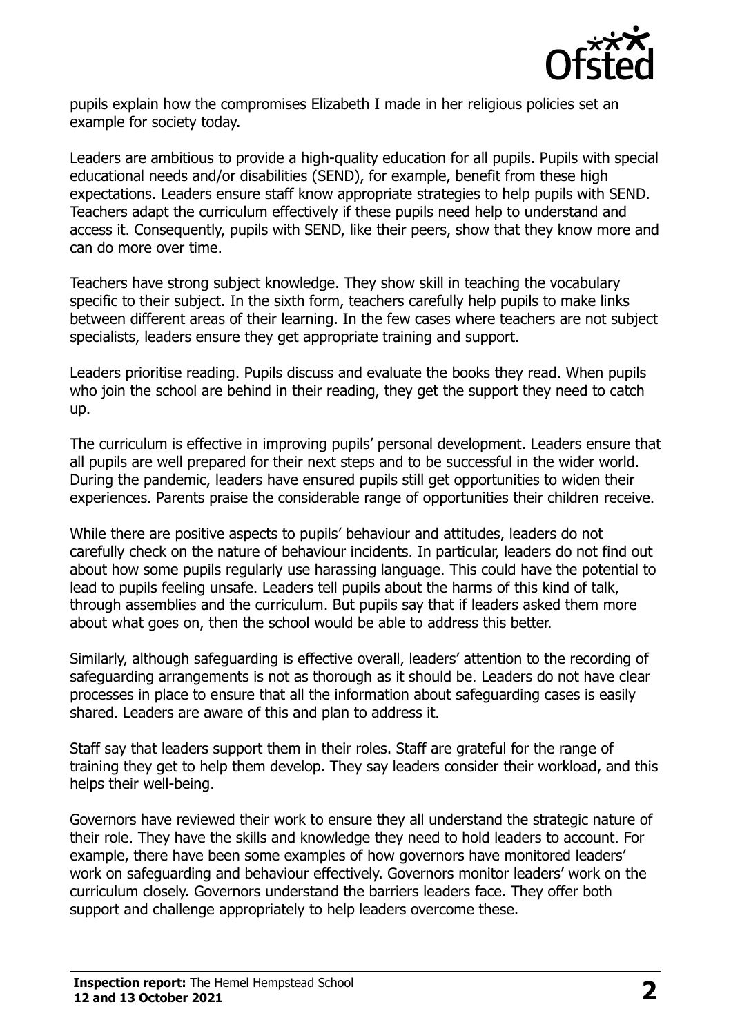pupils explain how the compromises Elizabeth I made in her religious policies set an example for society today.

Leaders are ambitious to provide a high-quality education for all pupils. Pupils with special educational needs and/or disabilities (SEND), for example, benefit from these high expectations. Leaders ensure staff know appropriate strategies to help pupils with SEND. Teachers adapt the curriculum effectively if these pupils need help to understand and access it. Consequently, pupils with SEND, like their peers, show that they know more and can do more over time.

Teachers have strong subject knowledge. They show skill in teaching the vocabulary specific to their subject. In the sixth form, teachers carefully help pupils to make links between different areas of their learning. In the few cases where teachers are not subject specialists, leaders ensure they get appropriate training and support.

Leaders prioritise reading. Pupils discuss and evaluate the books they read. When pupils who join the school are behind in their reading, they get the support they need to catch up.

The curriculum is effective in improving pupils' personal development. Leaders ensure that all pupils are well prepared for their next steps and to be successful in the wider world. During the pandemic, leaders have ensured pupils still get opportunities to widen their experiences. Parents praise the considerable range of opportunities their children receive.

While there are positive aspects to pupils' behaviour and attitudes, leaders do not carefully check on the nature of behaviour incidents. In particular, leaders do not find out about how some pupils regularly use harassing language. This could have the potential to lead to pupils feeling unsafe. Leaders tell pupils about the harms of this kind of talk, through assemblies and the curriculum. But pupils say that if leaders asked them more about what goes on, then the school would be able to address this better.

Similarly, although safeguarding is effective overall, leaders' attention to the recording of safeguarding arrangements is not as thorough as it should be. Leaders do not have clear processes in place to ensure that all the information about safeguarding cases is easily shared. Leaders are aware of this and plan to address it.

Staff say that leaders support them in their roles. Staff are grateful for the range of training they get to help them develop. They say leaders consider their workload, and this helps their well-being.

Governors have reviewed their work to ensure they all understand the strategic nature of their role. They have the skills and knowledge they need to hold leaders to account. For example, there have been some examples of how governors have monitored leaders' work on safeguarding and behaviour effectively. Governors monitor leaders' work on the curriculum closely. Governors understand the barriers leaders face. They offer both support and challenge appropriately to help leaders overcome these.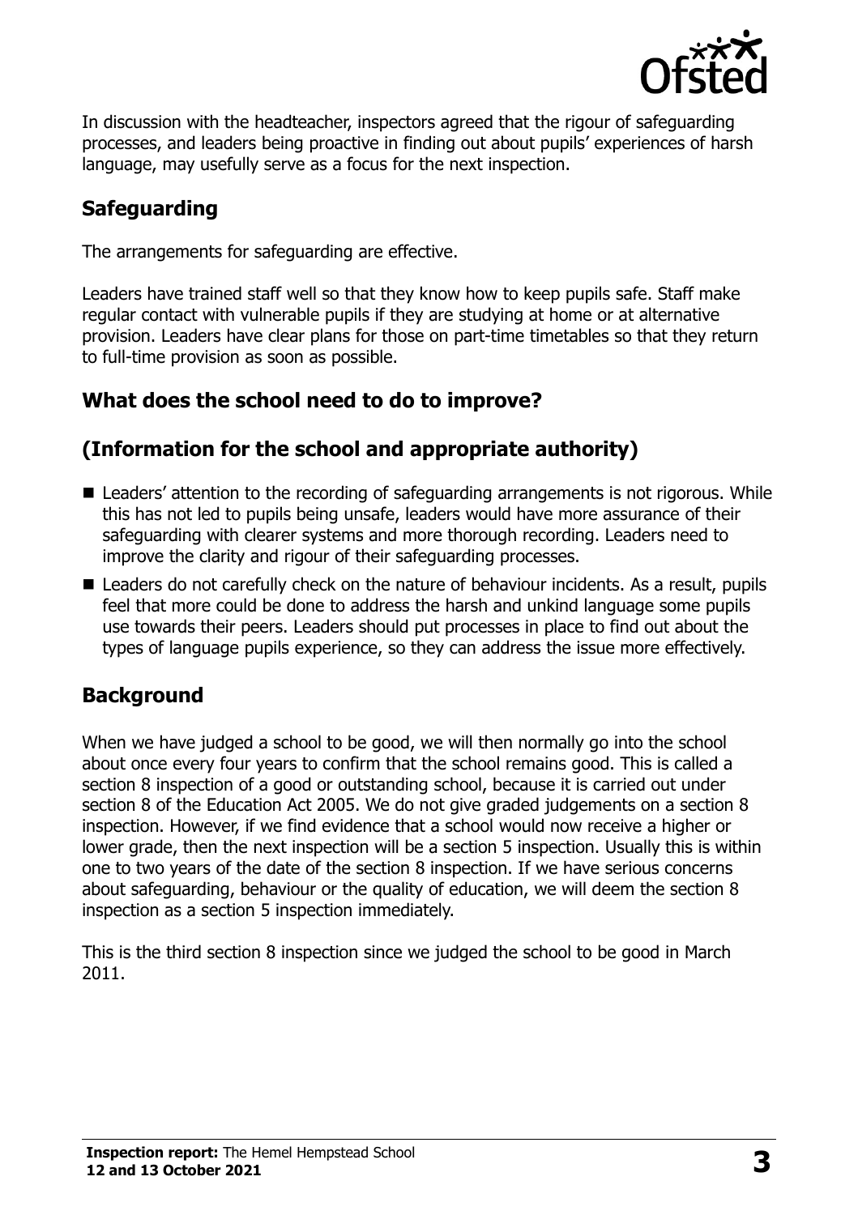In discussion with the headteacher, inspectors agreed that the rigour of safeguarding processes, and leaders being proactive in finding out about pupils' experiences of harsh language, may usefully serve as a focus for the next inspection.

## Safeguarding

The arrangements for safeguarding are effective.

Leaders have trained staff well so that they know how to keep pupils safe. Staff make regular contact with vulnerable pupils if they are studying at home or at alternative provision. Leaders have clear plans for those on part-time timetables so that they return to full-time provision as soon as possible.

## What does the school need to do to improve?

## (Information for the school and appropriate authority)

- Leaders' attention to the recording of safeguarding arrangements is not rigorous. While this has not led to pupils being unsafe, leaders would have more assurance of their safeguarding with clearer systems and more thorough recording. Leaders need to improve the clarity and rigour of their safeguarding processes.
- Leaders do not carefully check on the nature of behaviour incidents. As a result, pupils feel that more could be done to address the harsh and unkind language some pupils use towards their peers. Leaders should put processes in place to find out about the types of language pupils experience, so they can address the issue more effectively.

## Background

When we have judged a school to be good, we will then normally go into the school about once every four years to confirm that the school remains good. This is called a section 8 inspection of a good or outstanding school, because it is carried out under section 8 of the Education Act 2005. We do not give graded judgements on a section 8 inspection. However, if we find evidence that a school would now receive a higher or lower grade, then the next inspection will be a section 5 inspection. Usually this is within one to two years of the date of the section 8 inspection. If we have serious concerns about safeguarding, behaviour or the quality of education, we will deem the section 8 inspection as a section 5 inspection immediately.

This is the third section 8 inspection since we judged the school to be good in March 2011.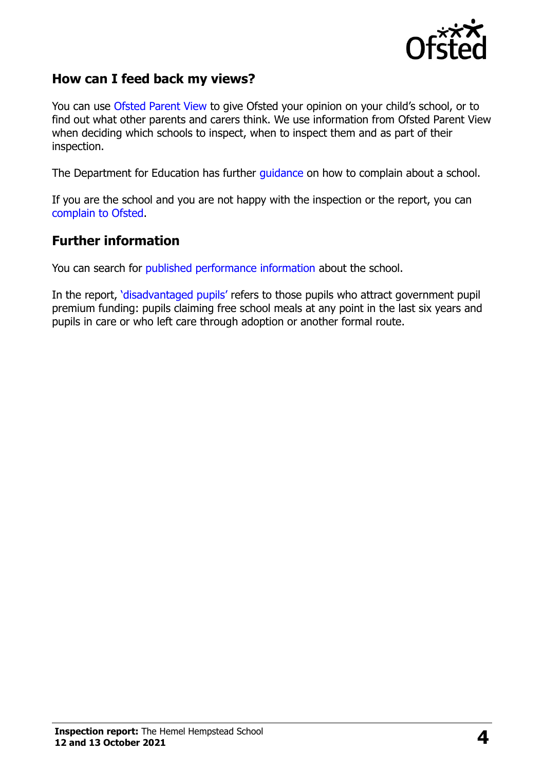## How can I feed back my views?

You can use Ofsted Parent View to give Ofsted your opinion on your child's school, or to find out what other parents and carers think. We use information from Ofsted Parent View when deciding which schools to inspect, when to inspect them and as part of their inspection.

The Department for Education has further guidance on how to complain about a school.

If you are the school and you are not happy with the inspection or the report, you can complain to Ofsted.

## Further information

You can search for published performance information about the school.

In the report, 'disadvantaged pupils' refers to those pupils who attract government pupil premium funding: pupils claiming free school meals at any point in the last six years and pupils in care or who left care through adoption or another formal route.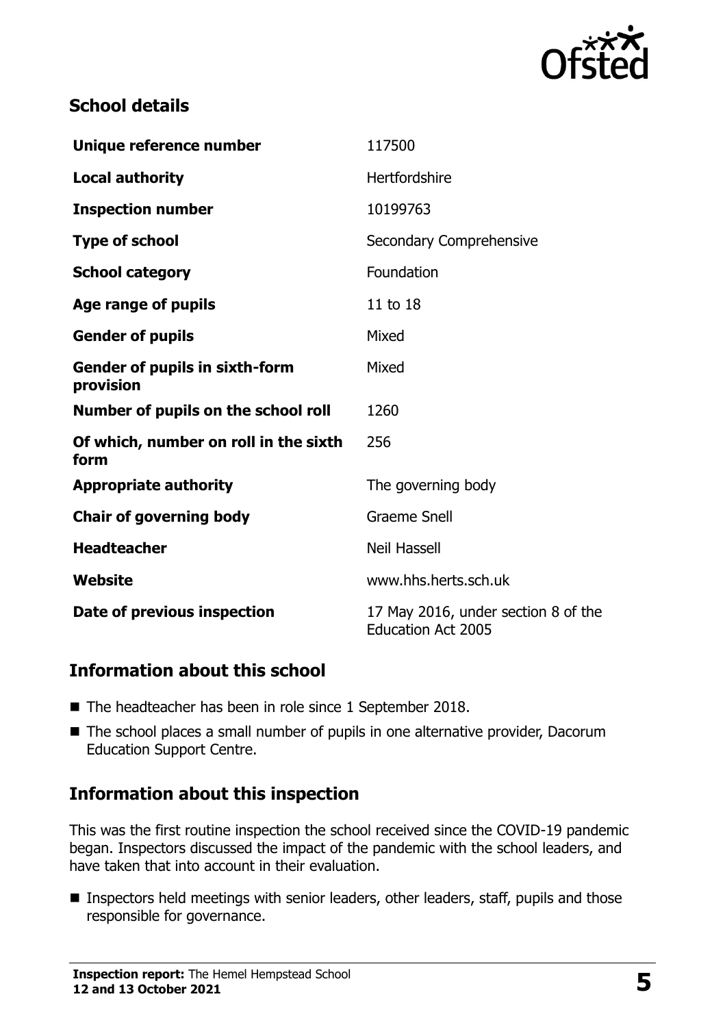## School details

| | |
|---|---|
| **Unique reference number** | 117500 |
| **Local authority** | Hertfordshire |
| **Inspection number** | 10199763 |
| **Type of school** | Secondary Comprehensive |
| **School category** | Foundation |
| **Age range of pupils** | 11 to 18 |
| **Gender of pupils** | Mixed |
| **Gender of pupils in sixth-form provision** | Mixed |
| **Number of pupils on the school roll** | 1260 |
| **Of which, number on roll in the sixth form** | 256 |
| **Appropriate authority** | The governing body |
| **Chair of governing body** | Graeme Snell |
| **Headteacher** | Neil Hassell |
| **Website** | www.hhs.herts.sch.uk |
| **Date of previous inspection** | 17 May 2016, under section 8 of the Education Act 2005 |

## Information about this school

- The headteacher has been in role since 1 September 2018.
- The school places a small number of pupils in one alternative provider, Dacorum Education Support Centre.

## Information about this inspection

This was the first routine inspection the school received since the COVID-19 pandemic began. Inspectors discussed the impact of the pandemic with the school leaders, and have taken that into account in their evaluation.

- Inspectors held meetings with senior leaders, other leaders, staff, pupils and those responsible for governance.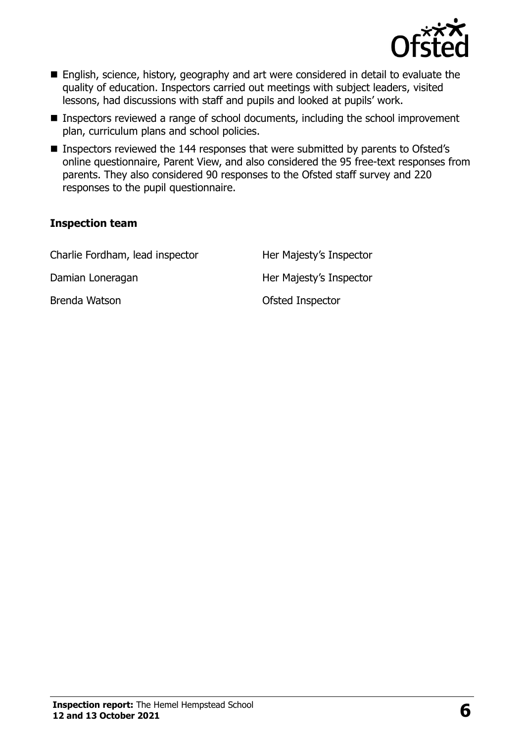- English, science, history, geography and art were considered in detail to evaluate the quality of education. Inspectors carried out meetings with subject leaders, visited lessons, had discussions with staff and pupils and looked at pupils' work.
- Inspectors reviewed a range of school documents, including the school improvement plan, curriculum plans and school policies.
- Inspectors reviewed the 144 responses that were submitted by parents to Ofsted's online questionnaire, Parent View, and also considered the 95 free-text responses from parents. They also considered 90 responses to the Ofsted staff survey and 220 responses to the pupil questionnaire.

### Inspection team

| | |
|---|---|
| Charlie Fordham, lead inspector | Her Majesty's Inspector |
| Damian Loneragan | Her Majesty's Inspector |
| Brenda Watson | Ofsted Inspector |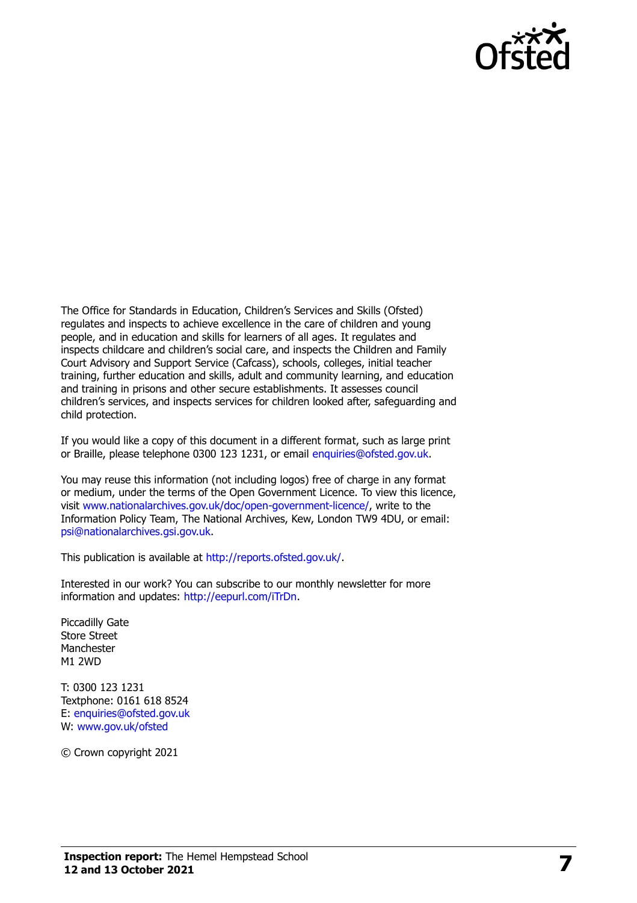The Office for Standards in Education, Children's Services and Skills (Ofsted) regulates and inspects to achieve excellence in the care of children and young people, and in education and skills for learners of all ages. It regulates and inspects childcare and children's social care, and inspects the Children and Family Court Advisory and Support Service (Cafcass), schools, colleges, initial teacher training, further education and skills, adult and community learning, and education and training in prisons and other secure establishments. It assesses council children's services, and inspects services for children looked after, safeguarding and child protection.

If you would like a copy of this document in a different format, such as large print or Braille, please telephone 0300 123 1231, or email enquiries@ofsted.gov.uk.

You may reuse this information (not including logos) free of charge in any format or medium, under the terms of the Open Government Licence. To view this licence, visit www.nationalarchives.gov.uk/doc/open-government-licence/, write to the Information Policy Team, The National Archives, Kew, London TW9 4DU, or email: psi@nationalarchives.gsi.gov.uk.

This publication is available at http://reports.ofsted.gov.uk/.

Interested in our work? You can subscribe to our monthly newsletter for more information and updates: http://eepurl.com/iTrDn.

Piccadilly Gate
Store Street
Manchester
M1 2WD

T: 0300 123 1231
Textphone: 0161 618 8524
E: enquiries@ofsted.gov.uk
W: www.gov.uk/ofsted

© Crown copyright 2021